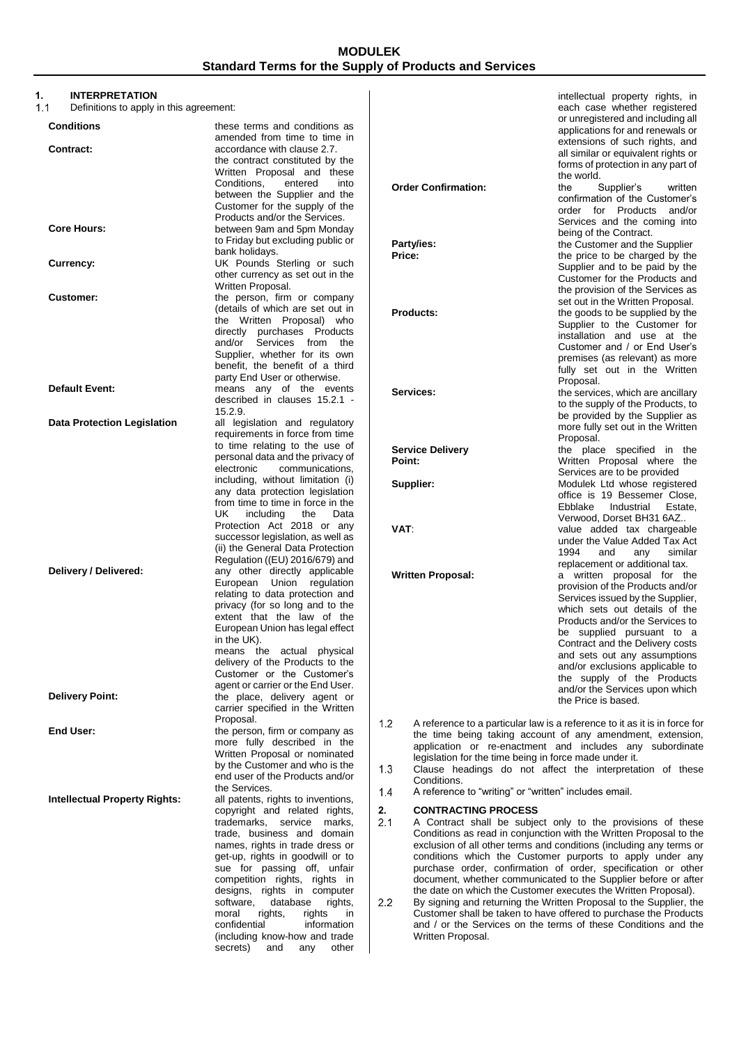# MODULEK
## Standard Terms for the Supply of Products and Services

### 1. INTERPRETATION

1.1 Definitions to apply in this agreement:

| Term | Definition |
|---|---|
| **Conditions** | these terms and conditions as amended from time to time in accordance with clause 2.7. |
| **Contract:** | the contract constituted by the Written Proposal and these Conditions, entered into between the Supplier and the Customer for the supply of the Products and/or the Services. |
| **Core Hours:** | between 9am and 5pm Monday to Friday but excluding public or bank holidays. |
| **Currency:** | UK Pounds Sterling or such other currency as set out in the Written Proposal. |
| **Customer:** | the person, firm or company (details of which are set out in the Written Proposal) who directly purchases Products and/or Services from the Supplier, whether for its own benefit, the benefit of a third party End User or otherwise. |
| **Default Event:** | means any of the events described in clauses 15.2.1 - 15.2.9. |
| **Data Protection Legislation** | all legislation and regulatory requirements in force from time to time relating to the use of personal data and the privacy of electronic communications, including, without limitation (i) any data protection legislation from time to time in force in the UK including the Data Protection Act 2018 or any successor legislation, as well as (ii) the General Data Protection Regulation ((EU) 2016/679) and any other directly applicable European Union regulation relating to data protection and privacy (for so long and to the extent that the law of the European Union has legal effect in the UK). |
| **Delivery / Delivered:** | means the actual physical delivery of the Products to the Customer or the Customer's agent or carrier or the End User. |
| **Delivery Point:** | the place, delivery agent or carrier specified in the Written Proposal. |
| **End User:** | the person, firm or company as more fully described in the Written Proposal or nominated by the Customer and who is the end user of the Products and/or the Services. |
| **Intellectual Property Rights:** | all patents, rights to inventions, copyright and related rights, trademarks, service marks, trade, business and domain names, rights in trade dress or get-up, rights in goodwill or to sue for passing off, unfair competition rights, rights in designs, rights in computer software, database rights, moral rights, rights in confidential information (including know-how and trade secrets) and any other intellectual property rights, in each case whether registered or unregistered and including all applications for and renewals or extensions of such rights, and all similar or equivalent rights or forms of protection in any part of the world. |
| **Order Confirmation:** | the Supplier's written confirmation of the Customer's order for Products and/or Services and the coming into being of the Contract. |
| **Party/ies:** | the Customer and the Supplier |
| **Price:** | the price to be charged by the Supplier and to be paid by the Customer for the Products and the provision of the Services as set out in the Written Proposal. |
| **Products:** | the goods to be supplied by the Supplier to the Customer for installation and use at the Customer and / or End User's premises (as relevant) as more fully set out in the Written Proposal. |
| **Services:** | the services, which are ancillary to the supply of the Products, to be provided by the Supplier as more fully set out in the Written Proposal. |
| **Service Delivery Point:** | the place specified in the Written Proposal where the Services are to be provided |
| **Supplier:** | Modulek Ltd whose registered office is 19 Bessemer Close, Ebblake Industrial Estate, Verwood, Dorset BH31 6AZ.. |
| **VAT**: | value added tax chargeable under the Value Added Tax Act 1994 and any similar replacement or additional tax. |
| **Written Proposal:** | a written proposal for the provision of the Products and/or Services issued by the Supplier, which sets out details of the Products and/or the Services to be supplied pursuant to a Contract and the Delivery costs and sets out any assumptions and/or exclusions applicable to the supply of the Products and/or the Services upon which the Price is based. |

1.2 A reference to a particular law is a reference to it as it is in force for the time being taking account of any amendment, extension, application or re-enactment and includes any subordinate legislation for the time being in force made under it.

1.3 Clause headings do not affect the interpretation of these Conditions.

1.4 A reference to "writing" or "written" includes email.

### 2. CONTRACTING PROCESS

2.1 A Contract shall be subject only to the provisions of these Conditions as read in conjunction with the Written Proposal to the exclusion of all other terms and conditions (including any terms or conditions which the Customer purports to apply under any purchase order, confirmation of order, specification or other document, whether communicated to the Supplier before or after the date on which the Customer executes the Written Proposal).

2.2 By signing and returning the Written Proposal to the Supplier, the Customer shall be taken to have offered to purchase the Products and / or the Services on the terms of these Conditions and the Written Proposal.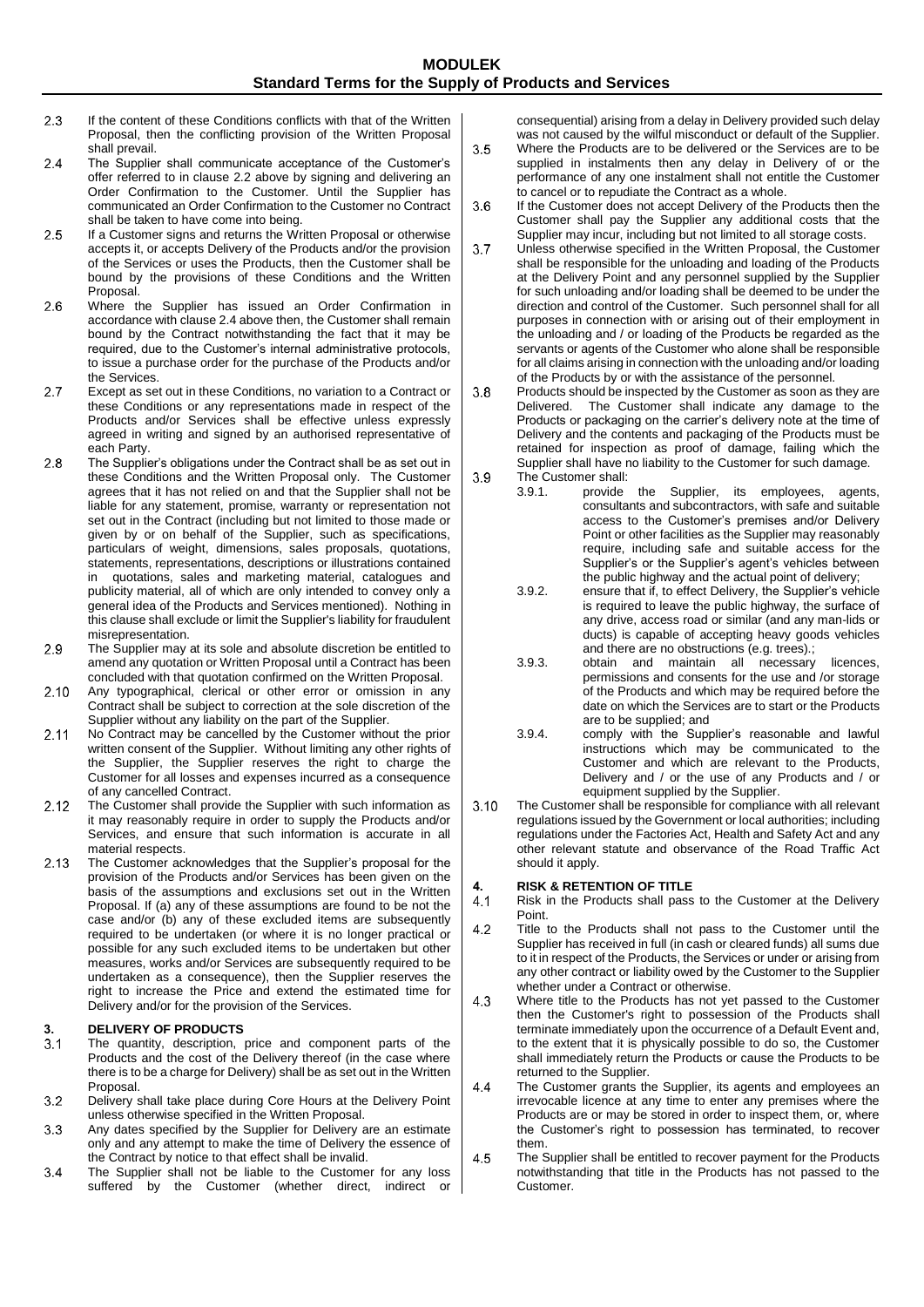2.3 If the content of these Conditions conflicts with that of the Written Proposal, then the conflicting provision of the Written Proposal shall prevail.

2.4 The Supplier shall communicate acceptance of the Customer's offer referred to in clause 2.2 above by signing and delivering an Order Confirmation to the Customer. Until the Supplier has communicated an Order Confirmation to the Customer no Contract shall be taken to have come into being.

2.5 If a Customer signs and returns the Written Proposal or otherwise accepts it, or accepts Delivery of the Products and/or the provision of the Services or uses the Products, then the Customer shall be bound by the provisions of these Conditions and the Written Proposal.

2.6 Where the Supplier has issued an Order Confirmation in accordance with clause 2.4 above then, the Customer shall remain bound by the Contract notwithstanding the fact that it may be required, due to the Customer's internal administrative protocols, to issue a purchase order for the purchase of the Products and/or the Services.

2.7 Except as set out in these Conditions, no variation to a Contract or these Conditions or any representations made in respect of the Products and/or Services shall be effective unless expressly agreed in writing and signed by an authorised representative of each Party.

2.8 The Supplier's obligations under the Contract shall be as set out in these Conditions and the Written Proposal only. The Customer agrees that it has not relied on and that the Supplier shall not be liable for any statement, promise, warranty or representation not set out in the Contract (including but not limited to those made or given by or on behalf of the Supplier, such as specifications, particulars of weight, dimensions, sales proposals, quotations, statements, representations, descriptions or illustrations contained in quotations, sales and marketing material, catalogues and publicity material, all of which are only intended to convey only a general idea of the Products and Services mentioned). Nothing in this clause shall exclude or limit the Supplier's liability for fraudulent misrepresentation.

2.9 The Supplier may at its sole and absolute discretion be entitled to amend any quotation or Written Proposal until a Contract has been concluded with that quotation confirmed on the Written Proposal.

2.10 Any typographical, clerical or other error or omission in any Contract shall be subject to correction at the sole discretion of the Supplier without any liability on the part of the Supplier.

2.11 No Contract may be cancelled by the Customer without the prior written consent of the Supplier. Without limiting any other rights of the Supplier, the Supplier reserves the right to charge the Customer for all losses and expenses incurred as a consequence of any cancelled Contract.

2.12 The Customer shall provide the Supplier with such information as it may reasonably require in order to supply the Products and/or Services, and ensure that such information is accurate in all material respects.

2.13 The Customer acknowledges that the Supplier's proposal for the provision of the Products and/or Services has been given on the basis of the assumptions and exclusions set out in the Written Proposal. If (a) any of these assumptions are found to be not the case and/or (b) any of these excluded items are subsequently required to be undertaken (or where it is no longer practical or possible for any such excluded items to be undertaken but other measures, works and/or Services are subsequently required to be undertaken as a consequence), then the Supplier reserves the right to increase the Price and extend the estimated time for Delivery and/or for the provision of the Services.

## 3. DELIVERY OF PRODUCTS

3.1 The quantity, description, price and component parts of the Products and the cost of the Delivery thereof (in the case where there is to be a charge for Delivery) shall be as set out in the Written Proposal.

3.2 Delivery shall take place during Core Hours at the Delivery Point unless otherwise specified in the Written Proposal.

3.3 Any dates specified by the Supplier for Delivery are an estimate only and any attempt to make the time of Delivery the essence of the Contract by notice to that effect shall be invalid.

3.4 The Supplier shall not be liable to the Customer for any loss suffered by the Customer (whether direct, indirect or consequential) arising from a delay in Delivery provided such delay was not caused by the wilful misconduct or default of the Supplier.

3.5 Where the Products are to be delivered or the Services are to be supplied in instalments then any delay in Delivery of or the performance of any one instalment shall not entitle the Customer to cancel or to repudiate the Contract as a whole.

3.6 If the Customer does not accept Delivery of the Products then the Customer shall pay the Supplier any additional costs that the Supplier may incur, including but not limited to all storage costs.

3.7 Unless otherwise specified in the Written Proposal, the Customer shall be responsible for the unloading and loading of the Products at the Delivery Point and any personnel supplied by the Supplier for such unloading and/or loading shall be deemed to be under the direction and control of the Customer. Such personnel shall for all purposes in connection with or arising out of their employment in the unloading and / or loading of the Products be regarded as the servants or agents of the Customer who alone shall be responsible for all claims arising in connection with the unloading and/or loading of the Products by or with the assistance of the personnel.

3.8 Products should be inspected by the Customer as soon as they are Delivered. The Customer shall indicate any damage to the Products or packaging on the carrier's delivery note at the time of Delivery and the contents and packaging of the Products must be retained for inspection as proof of damage, failing which the Supplier shall have no liability to the Customer for such damage.

3.9 The Customer shall:

3.9.1. provide the Supplier, its employees, agents, consultants and subcontractors, with safe and suitable access to the Customer's premises and/or Delivery Point or other facilities as the Supplier may reasonably require, including safe and suitable access for the Supplier's or the Supplier's agent's vehicles between the public highway and the actual point of delivery;

3.9.2. ensure that if, to effect Delivery, the Supplier's vehicle is required to leave the public highway, the surface of any drive, access road or similar (and any man-lids or ducts) is capable of accepting heavy goods vehicles and there are no obstructions (e.g. trees).;

3.9.3. obtain and maintain all necessary licences, permissions and consents for the use and /or storage of the Products and which may be required before the date on which the Services are to start or the Products are to be supplied; and

3.9.4. comply with the Supplier's reasonable and lawful instructions which may be communicated to the Customer and which are relevant to the Products, Delivery and / or the use of any Products and / or equipment supplied by the Supplier.

3.10 The Customer shall be responsible for compliance with all relevant regulations issued by the Government or local authorities; including regulations under the Factories Act, Health and Safety Act and any other relevant statute and observance of the Road Traffic Act should it apply.

## 4. RISK & RETENTION OF TITLE

4.1 Risk in the Products shall pass to the Customer at the Delivery Point.

4.2 Title to the Products shall not pass to the Customer until the Supplier has received in full (in cash or cleared funds) all sums due to it in respect of the Products, the Services or under or arising from any other contract or liability owed by the Customer to the Supplier whether under a Contract or otherwise.

4.3 Where title to the Products has not yet passed to the Customer then the Customer's right to possession of the Products shall terminate immediately upon the occurrence of a Default Event and, to the extent that it is physically possible to do so, the Customer shall immediately return the Products or cause the Products to be returned to the Supplier.

4.4 The Customer grants the Supplier, its agents and employees an irrevocable licence at any time to enter any premises where the Products are or may be stored in order to inspect them, or, where the Customer's right to possession has terminated, to recover them.

4.5 The Supplier shall be entitled to recover payment for the Products notwithstanding that title in the Products has not passed to the Customer.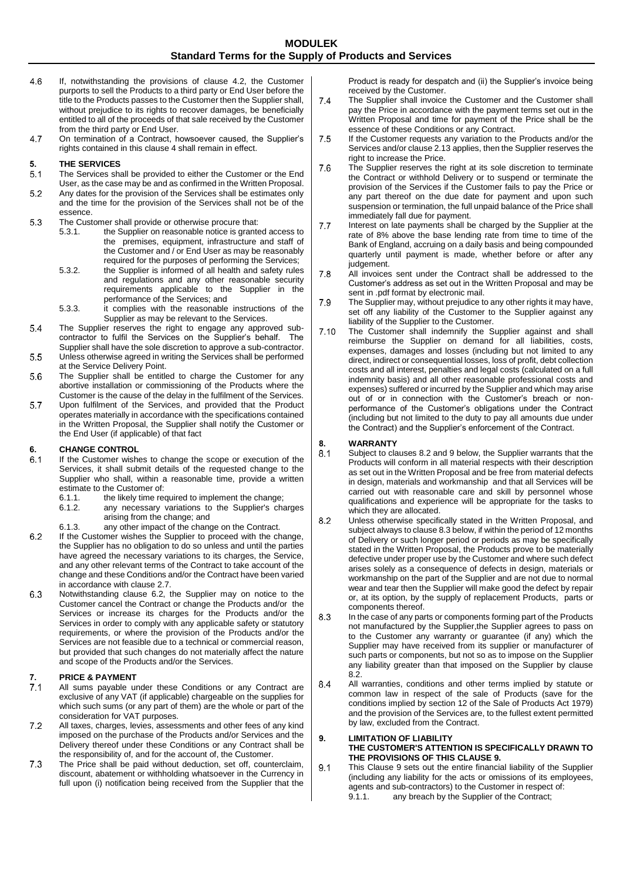4.6 If, notwithstanding the provisions of clause 4.2, the Customer purports to sell the Products to a third party or End User before the title to the Products passes to the Customer then the Supplier shall, without prejudice to its rights to recover damages, be beneficially entitled to all of the proceeds of that sale received by the Customer from the third party or End User.

4.7 On termination of a Contract, howsoever caused, the Supplier's rights contained in this clause 4 shall remain in effect.

## 5. THE SERVICES

5.1 The Services shall be provided to either the Customer or the End User, as the case may be and as confirmed in the Written Proposal.

5.2 Any dates for the provision of the Services shall be estimates only and the time for the provision of the Services shall not be of the essence.

5.3 The Customer shall provide or otherwise procure that:

5.3.1. the Supplier on reasonable notice is granted access to the premises, equipment, infrastructure and staff of the Customer and / or End User as may be reasonably required for the purposes of performing the Services;

5.3.2. the Supplier is informed of all health and safety rules and regulations and any other reasonable security requirements applicable to the Supplier in the performance of the Services; and

5.3.3. it complies with the reasonable instructions of the Supplier as may be relevant to the Services.

5.4 The Supplier reserves the right to engage any approved sub-contractor to fulfil the Services on the Supplier's behalf. The Supplier shall have the sole discretion to approve a sub-contractor.

5.5 Unless otherwise agreed in writing the Services shall be performed at the Service Delivery Point.

5.6 The Supplier shall be entitled to charge the Customer for any abortive installation or commissioning of the Products where the Customer is the cause of the delay in the fulfilment of the Services.

5.7 Upon fulfilment of the Services, and provided that the Product operates materially in accordance with the specifications contained in the Written Proposal, the Supplier shall notify the Customer or the End User (if applicable) of that fact

## 6. CHANGE CONTROL

6.1 If the Customer wishes to change the scope or execution of the Services, it shall submit details of the requested change to the Supplier who shall, within a reasonable time, provide a written estimate to the Customer of:

6.1.1. the likely time required to implement the change;

6.1.2. any necessary variations to the Supplier's charges arising from the change; and

6.1.3. any other impact of the change on the Contract.

6.2 If the Customer wishes the Supplier to proceed with the change, the Supplier has no obligation to do so unless and until the parties have agreed the necessary variations to its charges, the Service, and any other relevant terms of the Contract to take account of the change and these Conditions and/or the Contract have been varied in accordance with clause 2.7.

6.3 Notwithstanding clause 6.2, the Supplier may on notice to the Customer cancel the Contract or change the Products and/or the Services or increase its charges for the Products and/or the Services in order to comply with any applicable safety or statutory requirements, or where the provision of the Products and/or the Services are not feasible due to a technical or commercial reason, but provided that such changes do not materially affect the nature and scope of the Products and/or the Services.

## 7. PRICE & PAYMENT

7.1 All sums payable under these Conditions or any Contract are exclusive of any VAT (if applicable) chargeable on the supplies for which such sums (or any part of them) are the whole or part of the consideration for VAT purposes.

7.2 All taxes, charges, levies, assessments and other fees of any kind imposed on the purchase of the Products and/or Services and the Delivery thereof under these Conditions or any Contract shall be the responsibility of, and for the account of, the Customer.

7.3 The Price shall be paid without deduction, set off, counterclaim, discount, abatement or withholding whatsoever in the Currency in full upon (i) notification being received from the Supplier that the Product is ready for despatch and (ii) the Supplier's invoice being received by the Customer.

7.4 The Supplier shall invoice the Customer and the Customer shall pay the Price in accordance with the payment terms set out in the Written Proposal and time for payment of the Price shall be the essence of these Conditions or any Contract.

7.5 If the Customer requests any variation to the Products and/or the Services and/or clause 2.13 applies, then the Supplier reserves the right to increase the Price.

7.6 The Supplier reserves the right at its sole discretion to terminate the Contract or withhold Delivery or to suspend or terminate the provision of the Services if the Customer fails to pay the Price or any part thereof on the due date for payment and upon such suspension or termination, the full unpaid balance of the Price shall immediately fall due for payment.

7.7 Interest on late payments shall be charged by the Supplier at the rate of 8% above the base lending rate from time to time of the Bank of England, accruing on a daily basis and being compounded quarterly until payment is made, whether before or after any judgement.

7.8 All invoices sent under the Contract shall be addressed to the Customer's address as set out in the Written Proposal and may be sent in .pdf format by electronic mail.

7.9 The Supplier may, without prejudice to any other rights it may have, set off any liability of the Customer to the Supplier against any liability of the Supplier to the Customer.

7.10 The Customer shall indemnify the Supplier against and shall reimburse the Supplier on demand for all liabilities, costs, expenses, damages and losses (including but not limited to any direct, indirect or consequential losses, loss of profit, debt collection costs and all interest, penalties and legal costs (calculated on a full indemnity basis) and all other reasonable professional costs and expenses) suffered or incurred by the Supplier and which may arise out of or in connection with the Customer's breach or non-performance of the Customer's obligations under the Contract (including but not limited to the duty to pay all amounts due under the Contract) and the Supplier's enforcement of the Contract.

## 8. WARRANTY

8.1 Subject to clauses 8.2 and 9 below, the Supplier warrants that the Products will conform in all material respects with their description as set out in the Written Proposal and be free from material defects in design, materials and workmanship and that all Services will be carried out with reasonable care and skill by personnel whose qualifications and experience will be appropriate for the tasks to which they are allocated.

8.2 Unless otherwise specifically stated in the Written Proposal, and subject always to clause 8.3 below, if within the period of 12 months of Delivery or such longer period or periods as may be specifically stated in the Written Proposal, the Products prove to be materially defective under proper use by the Customer and where such defect arises solely as a consequence of defects in design, materials or workmanship on the part of the Supplier and are not due to normal wear and tear then the Supplier will make good the defect by repair or, at its option, by the supply of replacement Products, parts or components thereof.

8.3 In the case of any parts or components forming part of the Products not manufactured by the Supplier,the Supplier agrees to pass on to the Customer any warranty or guarantee (if any) which the Supplier may have received from its supplier or manufacturer of such parts or components, but not so as to impose on the Supplier any liability greater than that imposed on the Supplier by clause 8.2.

8.4 All warranties, conditions and other terms implied by statute or common law in respect of the sale of Products (save for the conditions implied by section 12 of the Sale of Products Act 1979) and the provision of the Services are, to the fullest extent permitted by law, excluded from the Contract.

## 9. LIMITATION OF LIABILITY

**THE CUSTOMER'S ATTENTION IS SPECIFICALLY DRAWN TO THE PROVISIONS OF THIS CLAUSE 9.**

9.1 This Clause 9 sets out the entire financial liability of the Supplier (including any liability for the acts or omissions of its employees, agents and sub-contractors) to the Customer in respect of:

9.1.1. any breach by the Supplier of the Contract;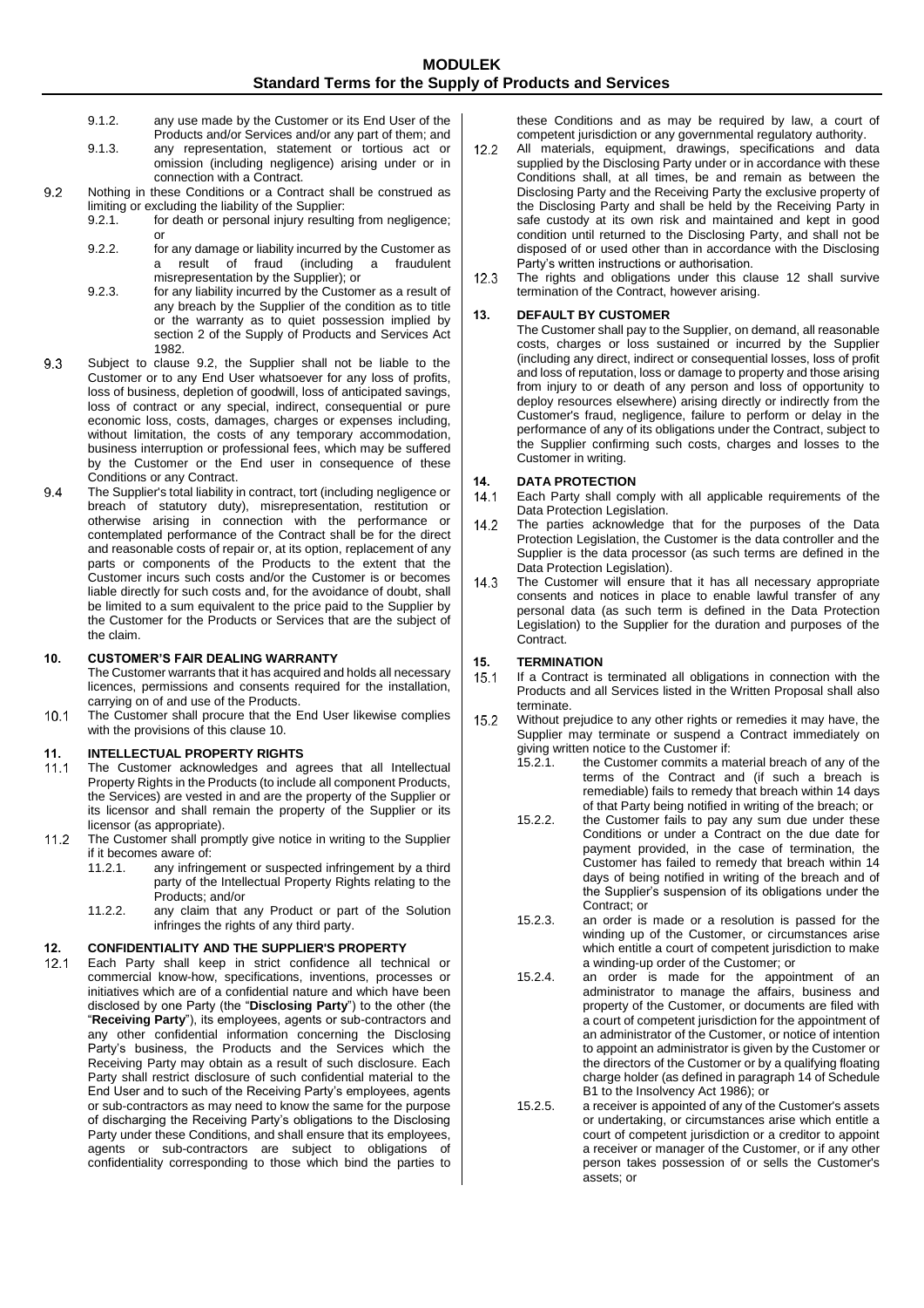9.1.2. any use made by the Customer or its End User of the Products and/or Services and/or any part of them; and

9.1.3. any representation, statement or tortious act or omission (including negligence) arising under or in connection with a Contract.

9.2 Nothing in these Conditions or a Contract shall be construed as limiting or excluding the liability of the Supplier:

9.2.1. for death or personal injury resulting from negligence; or

9.2.2. for any damage or liability incurred by the Customer as a result of fraud (including a fraudulent misrepresentation by the Supplier); or

9.2.3. for any liability incurred by the Customer as a result of any breach by the Supplier of the condition as to title or the warranty as to quiet possession implied by section 2 of the Supply of Products and Services Act 1982.

9.3 Subject to clause 9.2, the Supplier shall not be liable to the Customer or to any End User whatsoever for any loss of profits, loss of business, depletion of goodwill, loss of anticipated savings, loss of contract or any special, indirect, consequential or pure economic loss, costs, damages, charges or expenses including, without limitation, the costs of any temporary accommodation, business interruption or professional fees, which may be suffered by the Customer or the End user in consequence of these Conditions or any Contract.

9.4 The Supplier's total liability in contract, tort (including negligence or breach of statutory duty), misrepresentation, restitution or otherwise arising in connection with the performance or contemplated performance of the Contract shall be for the direct and reasonable costs of repair or, at its option, replacement of any parts or components of the Products to the extent that the Customer incurs such costs and/or the Customer is or becomes liable directly for such costs and, for the avoidance of doubt, shall be limited to a sum equivalent to the price paid to the Supplier by the Customer for the Products or Services that are the subject of the claim.

## 10. CUSTOMER'S FAIR DEALING WARRANTY

The Customer warrants that it has acquired and holds all necessary licences, permissions and consents required for the installation, carrying on of and use of the Products.

10.1 The Customer shall procure that the End User likewise complies with the provisions of this clause 10.

## 11. INTELLECTUAL PROPERTY RIGHTS

11.1 The Customer acknowledges and agrees that all Intellectual Property Rights in the Products (to include all component Products, the Services) are vested in and are the property of the Supplier or its licensor and shall remain the property of the Supplier or its licensor (as appropriate).

11.2 The Customer shall promptly give notice in writing to the Supplier if it becomes aware of:

11.2.1. any infringement or suspected infringement by a third party of the Intellectual Property Rights relating to the Products; and/or

11.2.2. any claim that any Product or part of the Solution infringes the rights of any third party.

## 12. CONFIDENTIALITY AND THE SUPPLIER'S PROPERTY

12.1 Each Party shall keep in strict confidence all technical or commercial know-how, specifications, inventions, processes or initiatives which are of a confidential nature and which have been disclosed by one Party (the "**Disclosing Party**") to the other (the "**Receiving Party**"), its employees, agents or sub-contractors and any other confidential information concerning the Disclosing Party's business, the Products and the Services which the Receiving Party may obtain as a result of such disclosure. Each Party shall restrict disclosure of such confidential material to the End User and to such of the Receiving Party's employees, agents or sub-contractors as may need to know the same for the purpose of discharging the Receiving Party's obligations to the Disclosing Party under these Conditions, and shall ensure that its employees, agents or sub-contractors are subject to obligations of confidentiality corresponding to those which bind the parties to these Conditions and as may be required by law, a court of competent jurisdiction or any governmental regulatory authority.

12.2 All materials, equipment, drawings, specifications and data supplied by the Disclosing Party under or in accordance with these Conditions shall, at all times, be and remain as between the Disclosing Party and the Receiving Party the exclusive property of the Disclosing Party and shall be held by the Receiving Party in safe custody at its own risk and maintained and kept in good condition until returned to the Disclosing Party, and shall not be disposed of or used other than in accordance with the Disclosing Party's written instructions or authorisation.

12.3 The rights and obligations under this clause 12 shall survive termination of the Contract, however arising.

## 13. DEFAULT BY CUSTOMER

The Customer shall pay to the Supplier, on demand, all reasonable costs, charges or loss sustained or incurred by the Supplier (including any direct, indirect or consequential losses, loss of profit and loss of reputation, loss or damage to property and those arising from injury to or death of any person and loss of opportunity to deploy resources elsewhere) arising directly or indirectly from the Customer's fraud, negligence, failure to perform or delay in the performance of any of its obligations under the Contract, subject to the Supplier confirming such costs, charges and losses to the Customer in writing.

## 14. DATA PROTECTION

14.1 Each Party shall comply with all applicable requirements of the Data Protection Legislation.

14.2 The parties acknowledge that for the purposes of the Data Protection Legislation, the Customer is the data controller and the Supplier is the data processor (as such terms are defined in the Data Protection Legislation).

14.3 The Customer will ensure that it has all necessary appropriate consents and notices in place to enable lawful transfer of any personal data (as such term is defined in the Data Protection Legislation) to the Supplier for the duration and purposes of the Contract.

## 15. TERMINATION

15.1 If a Contract is terminated all obligations in connection with the Products and all Services listed in the Written Proposal shall also terminate.

15.2 Without prejudice to any other rights or remedies it may have, the Supplier may terminate or suspend a Contract immediately on giving written notice to the Customer if:

15.2.1. the Customer commits a material breach of any of the terms of the Contract and (if such a breach is remediable) fails to remedy that breach within 14 days of that Party being notified in writing of the breach; or

15.2.2. the Customer fails to pay any sum due under these Conditions or under a Contract on the due date for payment provided, in the case of termination, the Customer has failed to remedy that breach within 14 days of being notified in writing of the breach and of the Supplier's suspension of its obligations under the Contract; or

15.2.3. an order is made or a resolution is passed for the winding up of the Customer, or circumstances arise which entitle a court of competent jurisdiction to make a winding-up order of the Customer; or

15.2.4. an order is made for the appointment of an administrator to manage the affairs, business and property of the Customer, or documents are filed with a court of competent jurisdiction for the appointment of an administrator of the Customer, or notice of intention to appoint an administrator is given by the Customer or the directors of the Customer or by a qualifying floating charge holder (as defined in paragraph 14 of Schedule B1 to the Insolvency Act 1986); or

15.2.5. a receiver is appointed of any of the Customer's assets or undertaking, or circumstances arise which entitle a court of competent jurisdiction or a creditor to appoint a receiver or manager of the Customer, or if any other person takes possession of or sells the Customer's assets; or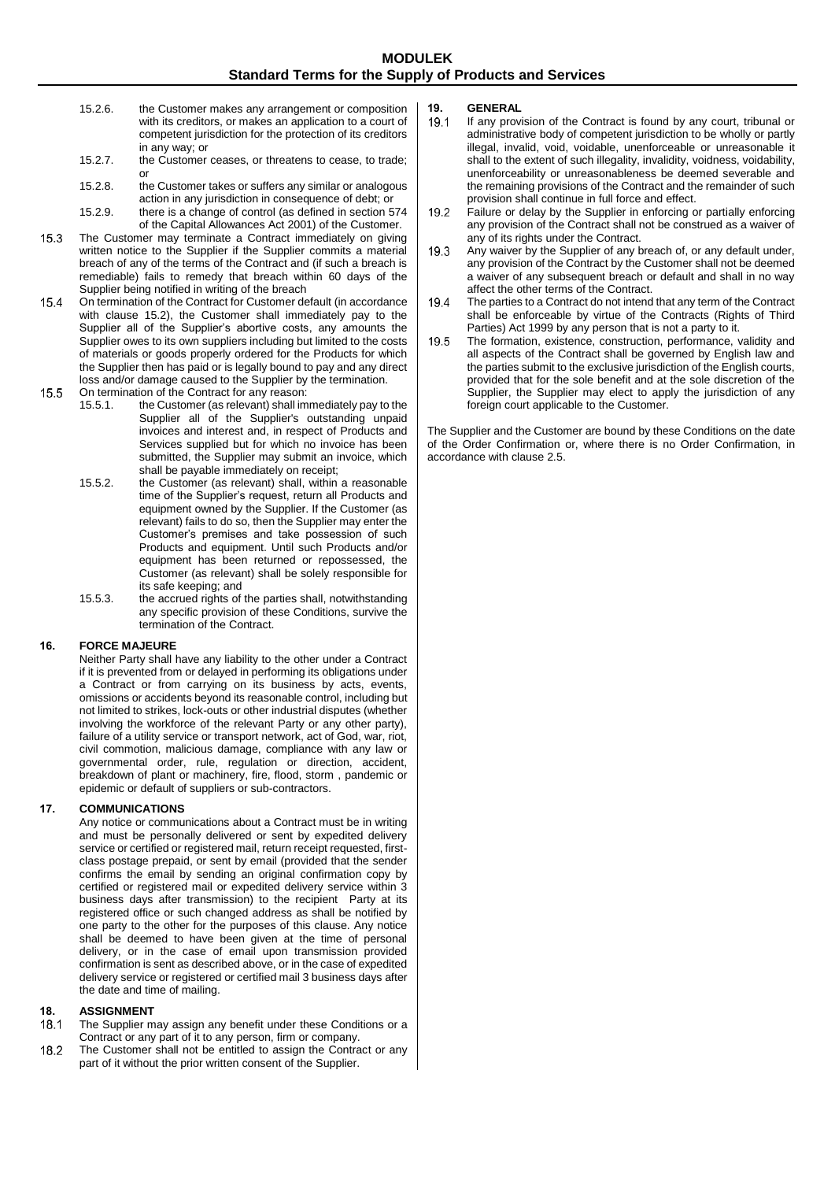15.2.6. the Customer makes any arrangement or composition with its creditors, or makes an application to a court of competent jurisdiction for the protection of its creditors in any way; or

15.2.7. the Customer ceases, or threatens to cease, to trade; or

15.2.8. the Customer takes or suffers any similar or analogous action in any jurisdiction in consequence of debt; or

15.2.9. there is a change of control (as defined in section 574 of the Capital Allowances Act 2001) of the Customer.

15.3 The Customer may terminate a Contract immediately on giving written notice to the Supplier if the Supplier commits a material breach of any of the terms of the Contract and (if such a breach is remediable) fails to remedy that breach within 60 days of the Supplier being notified in writing of the breach

15.4 On termination of the Contract for Customer default (in accordance with clause 15.2), the Customer shall immediately pay to the Supplier all of the Supplier's abortive costs, any amounts the Supplier owes to its own suppliers including but limited to the costs of materials or goods properly ordered for the Products for which the Supplier then has paid or is legally bound to pay and any direct loss and/or damage caused to the Supplier by the termination.

15.5 On termination of the Contract for any reason:

15.5.1. the Customer (as relevant) shall immediately pay to the Supplier all of the Supplier's outstanding unpaid invoices and interest and, in respect of Products and Services supplied but for which no invoice has been submitted, the Supplier may submit an invoice, which shall be payable immediately on receipt;

15.5.2. the Customer (as relevant) shall, within a reasonable time of the Supplier's request, return all Products and equipment owned by the Supplier. If the Customer (as relevant) fails to do so, then the Supplier may enter the Customer's premises and take possession of such Products and equipment. Until such Products and/or equipment has been returned or repossessed, the Customer (as relevant) shall be solely responsible for its safe keeping; and

15.5.3. the accrued rights of the parties shall, notwithstanding any specific provision of these Conditions, survive the termination of the Contract.

## 16. FORCE MAJEURE

Neither Party shall have any liability to the other under a Contract if it is prevented from or delayed in performing its obligations under a Contract or from carrying on its business by acts, events, omissions or accidents beyond its reasonable control, including but not limited to strikes, lock-outs or other industrial disputes (whether involving the workforce of the relevant Party or any other party), failure of a utility service or transport network, act of God, war, riot, civil commotion, malicious damage, compliance with any law or governmental order, rule, regulation or direction, accident, breakdown of plant or machinery, fire, flood, storm , pandemic or epidemic or default of suppliers or sub-contractors.

## 17. COMMUNICATIONS

Any notice or communications about a Contract must be in writing and must be personally delivered or sent by expedited delivery service or certified or registered mail, return receipt requested, first-class postage prepaid, or sent by email (provided that the sender confirms the email by sending an original confirmation copy by certified or registered mail or expedited delivery service within 3 business days after transmission) to the recipient Party at its registered office or such changed address as shall be notified by one party to the other for the purposes of this clause. Any notice shall be deemed to have been given at the time of personal delivery, or in the case of email upon transmission provided confirmation is sent as described above, or in the case of expedited delivery service or registered or certified mail 3 business days after the date and time of mailing.

## 18. ASSIGNMENT

18.1 The Supplier may assign any benefit under these Conditions or a Contract or any part of it to any person, firm or company.

18.2 The Customer shall not be entitled to assign the Contract or any part of it without the prior written consent of the Supplier.

## 19. GENERAL

19.1 If any provision of the Contract is found by any court, tribunal or administrative body of competent jurisdiction to be wholly or partly illegal, invalid, void, voidable, unenforceable or unreasonable it shall to the extent of such illegality, invalidity, voidness, voidability, unenforceability or unreasonableness be deemed severable and the remaining provisions of the Contract and the remainder of such provision shall continue in full force and effect.

19.2 Failure or delay by the Supplier in enforcing or partially enforcing any provision of the Contract shall not be construed as a waiver of any of its rights under the Contract.

19.3 Any waiver by the Supplier of any breach of, or any default under, any provision of the Contract by the Customer shall not be deemed a waiver of any subsequent breach or default and shall in no way affect the other terms of the Contract.

19.4 The parties to a Contract do not intend that any term of the Contract shall be enforceable by virtue of the Contracts (Rights of Third Parties) Act 1999 by any person that is not a party to it.

19.5 The formation, existence, construction, performance, validity and all aspects of the Contract shall be governed by English law and the parties submit to the exclusive jurisdiction of the English courts, provided that for the sole benefit and at the sole discretion of the Supplier, the Supplier may elect to apply the jurisdiction of any foreign court applicable to the Customer.

The Supplier and the Customer are bound by these Conditions on the date of the Order Confirmation or, where there is no Order Confirmation, in accordance with clause 2.5.